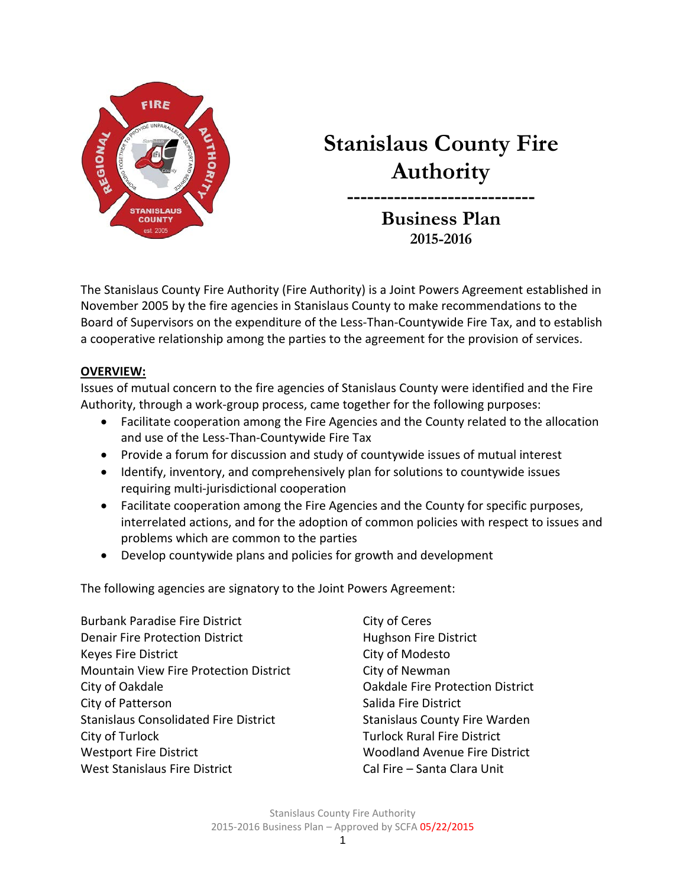# Stanislaus County Fire Authority

## Business Plan 2015-2016

The Stanislaus County Fire Authority (Fire Authority) is a Joint Powers Agreement established in November 2005 by the fire agencies in Stanislaus County to make recommendations to the Board of Supervisors on the expenditure of the Less-Than-Countywide Fire Tax, and to establish a cooperative relationship among the parties to the agreement for the provision of services.

**OVERVIEW:**

Issues of mutual concern to the fire agencies of Stanislaus County were identified and the Fire Authority, through a work-group process, came together for the following purposes:

- Facilitate cooperation among the Fire Agencies and the County related to the allocation and use of the Less-Than-Countywide Fire Tax
- Provide a forum for discussion and study of countywide issues of mutual interest
- Identify, inventory, and comprehensively plan for solutions to countywide issues requiring multi-jurisdictional cooperation
- Facilitate cooperation among the Fire Agencies and the County for specific purposes, interrelated actions, and for the adoption of common policies with respect to issues and problems which are common to the parties
- Develop countywide plans and policies for growth and development

The following agencies are signatory to the Joint Powers Agreement:

Burbank Paradise Fire District
Denair Fire Protection District
Keyes Fire District
Mountain View Fire Protection District
City of Oakdale
City of Patterson
Stanislaus Consolidated Fire District
City of Turlock
Westport Fire District
West Stanislaus Fire District
City of Ceres
Hughson Fire District
City of Modesto
City of Newman
Oakdale Fire Protection District
Salida Fire District
Stanislaus County Fire Warden
Turlock Rural Fire District
Woodland Avenue Fire District
Cal Fire – Santa Clara Unit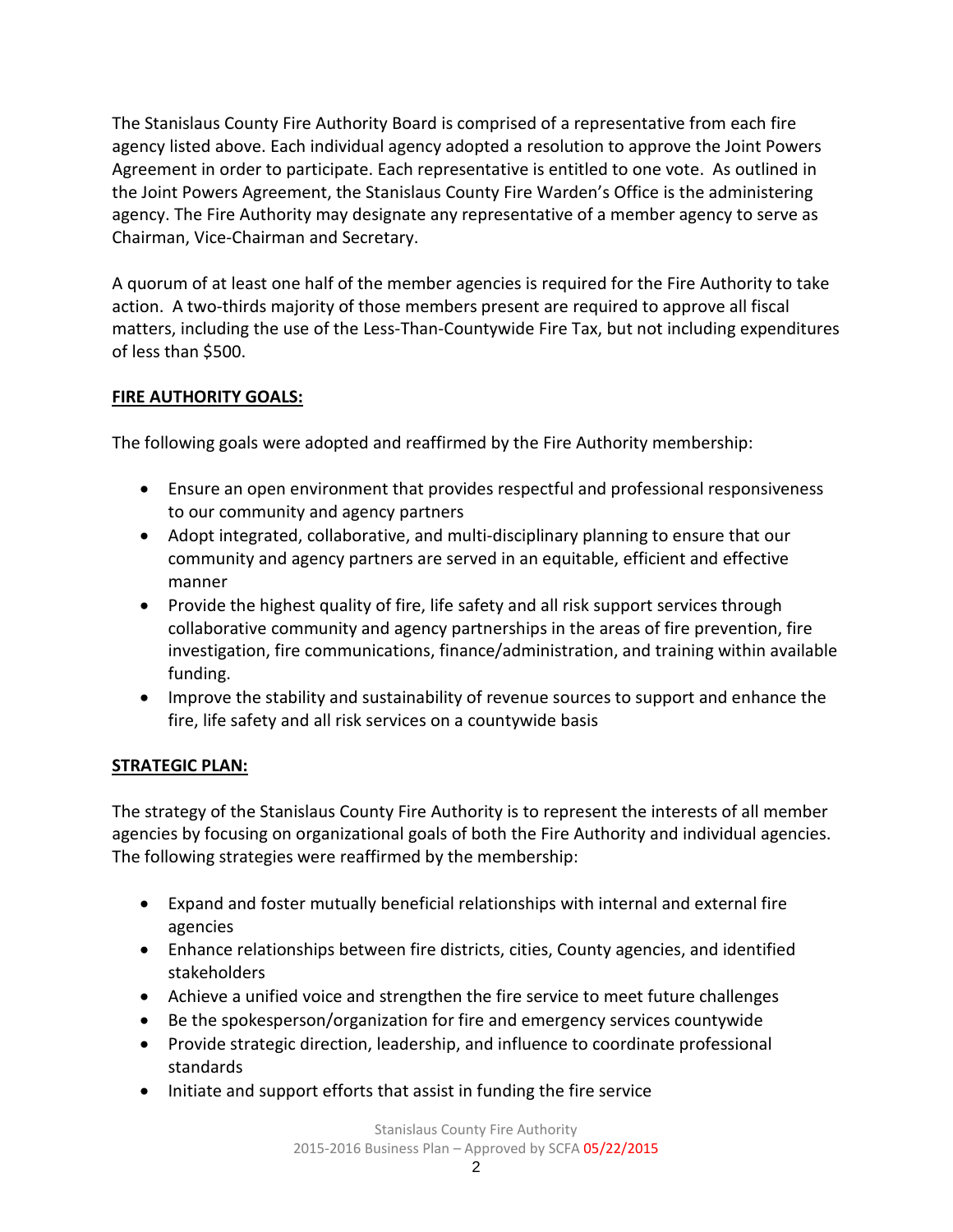The Stanislaus County Fire Authority Board is comprised of a representative from each fire agency listed above. Each individual agency adopted a resolution to approve the Joint Powers Agreement in order to participate. Each representative is entitled to one vote. As outlined in the Joint Powers Agreement, the Stanislaus County Fire Warden's Office is the administering agency. The Fire Authority may designate any representative of a member agency to serve as Chairman, Vice-Chairman and Secretary.

A quorum of at least one half of the member agencies is required for the Fire Authority to take action. A two-thirds majority of those members present are required to approve all fiscal matters, including the use of the Less-Than-Countywide Fire Tax, but not including expenditures of less than $500.

## FIRE AUTHORITY GOALS:

The following goals were adopted and reaffirmed by the Fire Authority membership:

- Ensure an open environment that provides respectful and professional responsiveness to our community and agency partners
- Adopt integrated, collaborative, and multi-disciplinary planning to ensure that our community and agency partners are served in an equitable, efficient and effective manner
- Provide the highest quality of fire, life safety and all risk support services through collaborative community and agency partnerships in the areas of fire prevention, fire investigation, fire communications, finance/administration, and training within available funding.
- Improve the stability and sustainability of revenue sources to support and enhance the fire, life safety and all risk services on a countywide basis

## STRATEGIC PLAN:

The strategy of the Stanislaus County Fire Authority is to represent the interests of all member agencies by focusing on organizational goals of both the Fire Authority and individual agencies. The following strategies were reaffirmed by the membership:

- Expand and foster mutually beneficial relationships with internal and external fire agencies
- Enhance relationships between fire districts, cities, County agencies, and identified stakeholders
- Achieve a unified voice and strengthen the fire service to meet future challenges
- Be the spokesperson/organization for fire and emergency services countywide
- Provide strategic direction, leadership, and influence to coordinate professional standards
- Initiate and support efforts that assist in funding the fire service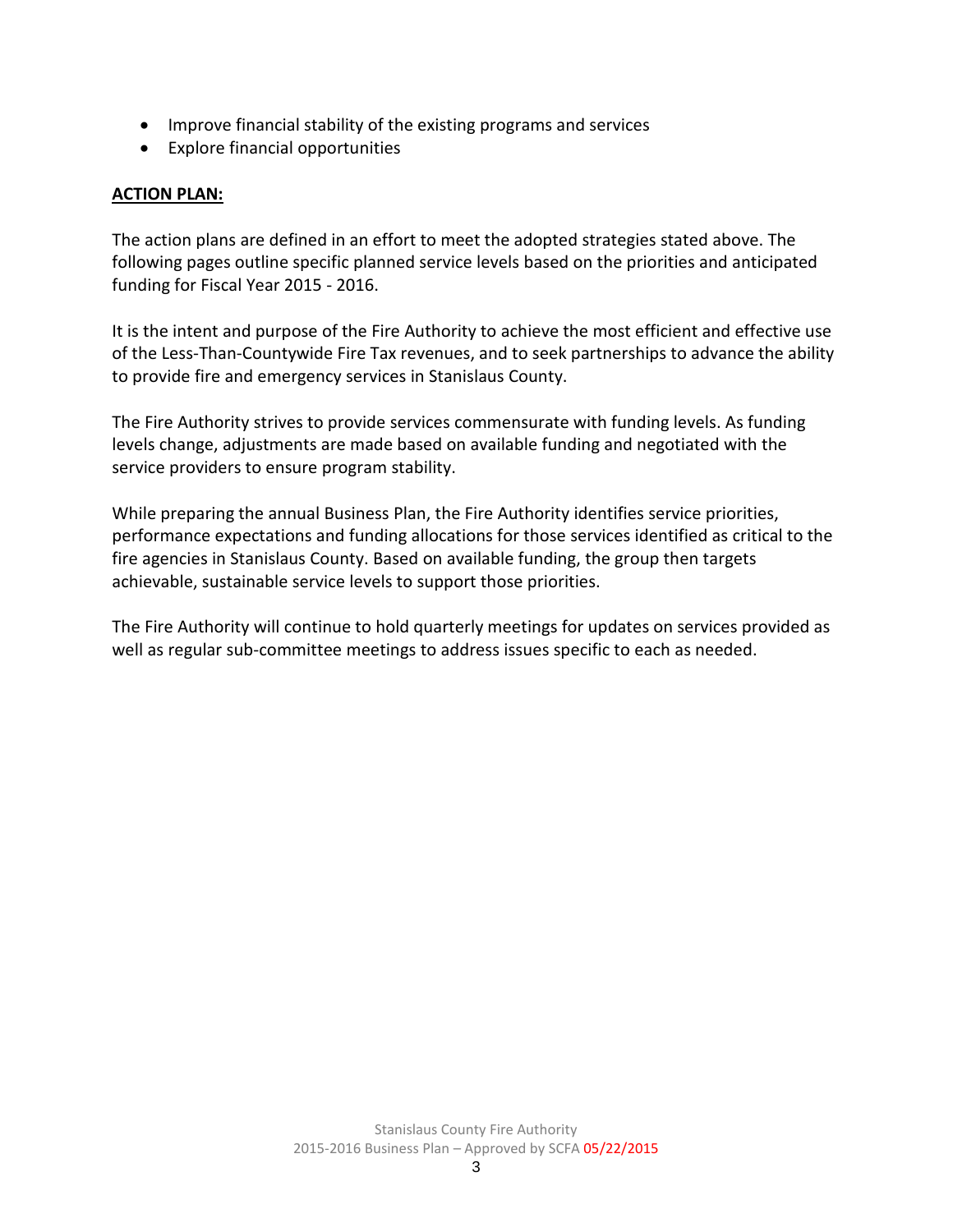- Improve financial stability of the existing programs and services
- Explore financial opportunities

**ACTION PLAN:**

The action plans are defined in an effort to meet the adopted strategies stated above. The following pages outline specific planned service levels based on the priorities and anticipated funding for Fiscal Year 2015 - 2016.

It is the intent and purpose of the Fire Authority to achieve the most efficient and effective use of the Less-Than-Countywide Fire Tax revenues, and to seek partnerships to advance the ability to provide fire and emergency services in Stanislaus County.

The Fire Authority strives to provide services commensurate with funding levels. As funding levels change, adjustments are made based on available funding and negotiated with the service providers to ensure program stability.

While preparing the annual Business Plan, the Fire Authority identifies service priorities, performance expectations and funding allocations for those services identified as critical to the fire agencies in Stanislaus County. Based on available funding, the group then targets achievable, sustainable service levels to support those priorities.

The Fire Authority will continue to hold quarterly meetings for updates on services provided as well as regular sub-committee meetings to address issues specific to each as needed.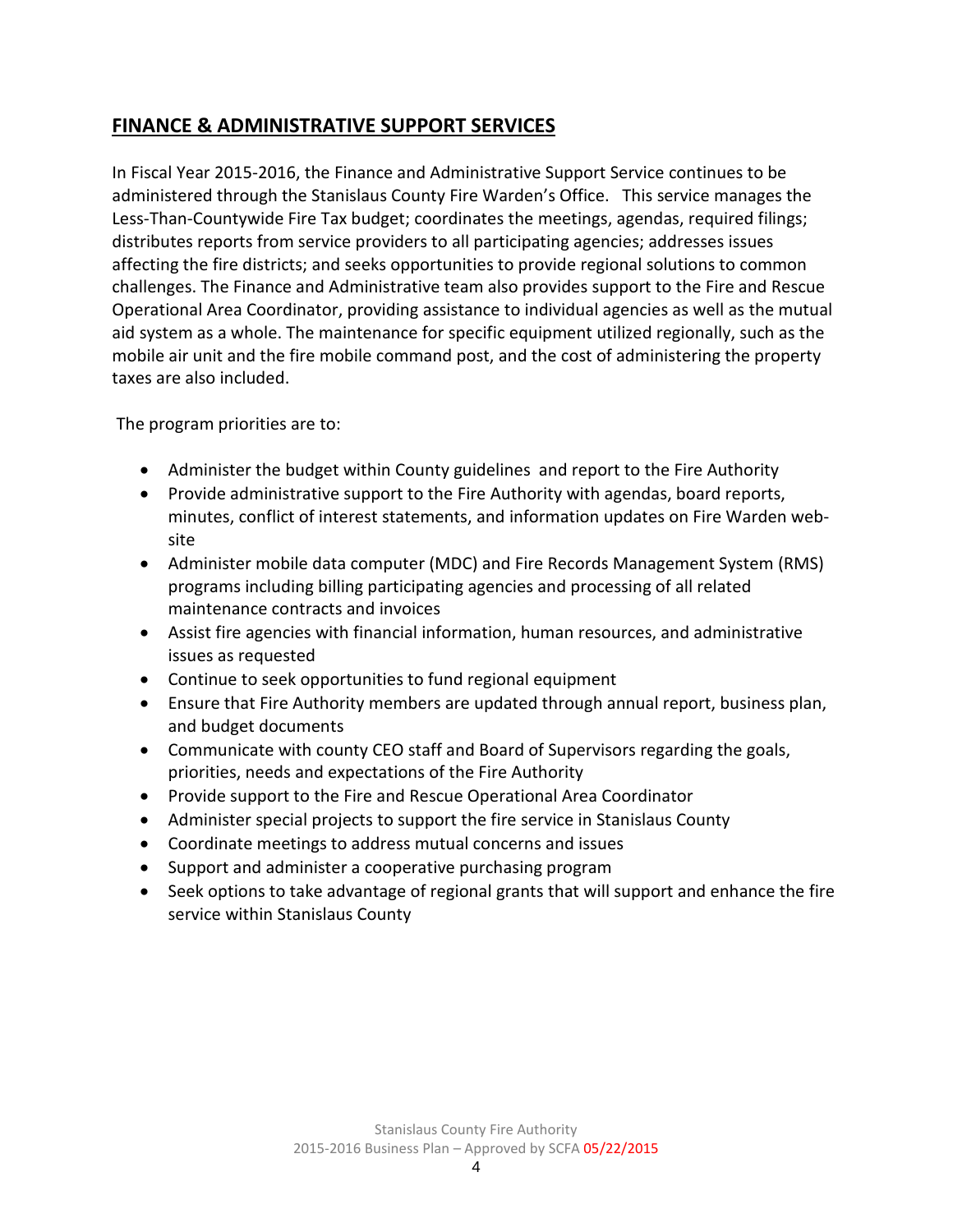## FINANCE & ADMINISTRATIVE SUPPORT SERVICES

In Fiscal Year 2015-2016, the Finance and Administrative Support Service continues to be administered through the Stanislaus County Fire Warden's Office. This service manages the Less-Than-Countywide Fire Tax budget; coordinates the meetings, agendas, required filings; distributes reports from service providers to all participating agencies; addresses issues affecting the fire districts; and seeks opportunities to provide regional solutions to common challenges. The Finance and Administrative team also provides support to the Fire and Rescue Operational Area Coordinator, providing assistance to individual agencies as well as the mutual aid system as a whole. The maintenance for specific equipment utilized regionally, such as the mobile air unit and the fire mobile command post, and the cost of administering the property taxes are also included.

The program priorities are to:

- Administer the budget within County guidelines and report to the Fire Authority
- Provide administrative support to the Fire Authority with agendas, board reports, minutes, conflict of interest statements, and information updates on Fire Warden web-site
- Administer mobile data computer (MDC) and Fire Records Management System (RMS) programs including billing participating agencies and processing of all related maintenance contracts and invoices
- Assist fire agencies with financial information, human resources, and administrative issues as requested
- Continue to seek opportunities to fund regional equipment
- Ensure that Fire Authority members are updated through annual report, business plan, and budget documents
- Communicate with county CEO staff and Board of Supervisors regarding the goals, priorities, needs and expectations of the Fire Authority
- Provide support to the Fire and Rescue Operational Area Coordinator
- Administer special projects to support the fire service in Stanislaus County
- Coordinate meetings to address mutual concerns and issues
- Support and administer a cooperative purchasing program
- Seek options to take advantage of regional grants that will support and enhance the fire service within Stanislaus County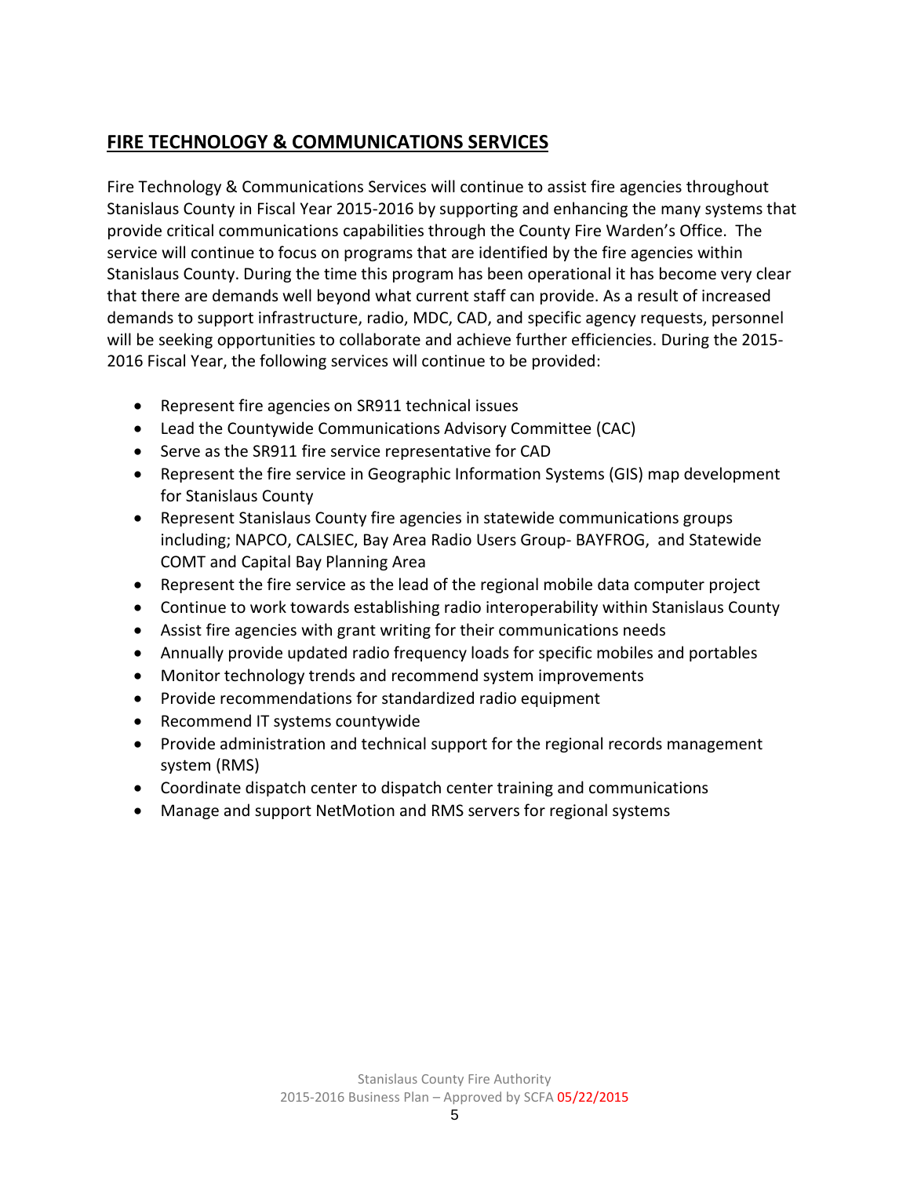## FIRE TECHNOLOGY & COMMUNICATIONS SERVICES

Fire Technology & Communications Services will continue to assist fire agencies throughout Stanislaus County in Fiscal Year 2015-2016 by supporting and enhancing the many systems that provide critical communications capabilities through the County Fire Warden's Office. The service will continue to focus on programs that are identified by the fire agencies within Stanislaus County. During the time this program has been operational it has become very clear that there are demands well beyond what current staff can provide. As a result of increased demands to support infrastructure, radio, MDC, CAD, and specific agency requests, personnel will be seeking opportunities to collaborate and achieve further efficiencies. During the 2015-2016 Fiscal Year, the following services will continue to be provided:

- Represent fire agencies on SR911 technical issues
- Lead the Countywide Communications Advisory Committee (CAC)
- Serve as the SR911 fire service representative for CAD
- Represent the fire service in Geographic Information Systems (GIS) map development for Stanislaus County
- Represent Stanislaus County fire agencies in statewide communications groups including; NAPCO, CALSIEC, Bay Area Radio Users Group- BAYFROG, and Statewide COMT and Capital Bay Planning Area
- Represent the fire service as the lead of the regional mobile data computer project
- Continue to work towards establishing radio interoperability within Stanislaus County
- Assist fire agencies with grant writing for their communications needs
- Annually provide updated radio frequency loads for specific mobiles and portables
- Monitor technology trends and recommend system improvements
- Provide recommendations for standardized radio equipment
- Recommend IT systems countywide
- Provide administration and technical support for the regional records management system (RMS)
- Coordinate dispatch center to dispatch center training and communications
- Manage and support NetMotion and RMS servers for regional systems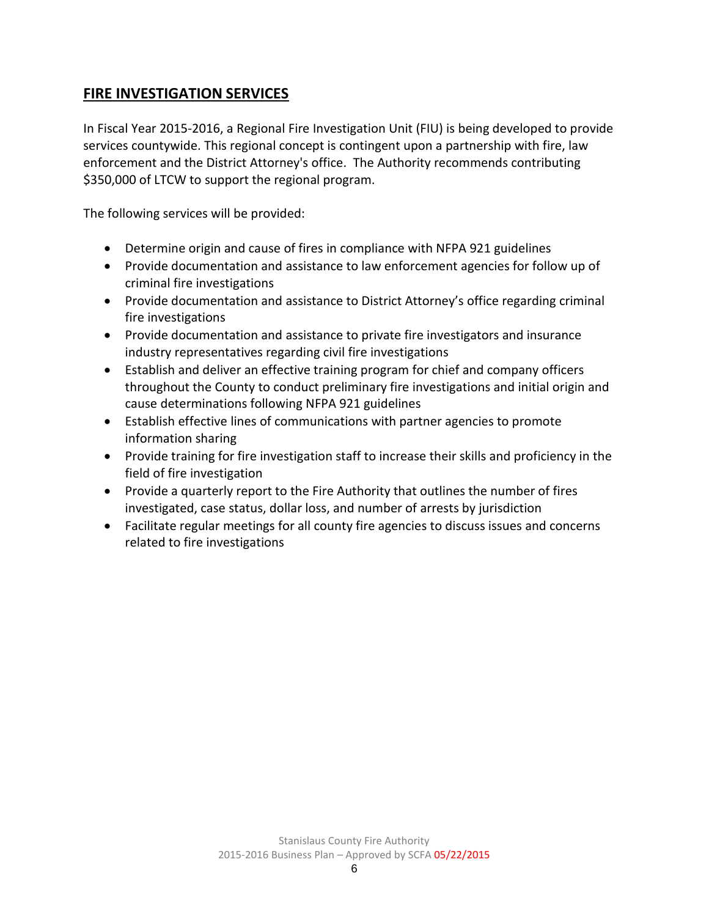## FIRE INVESTIGATION SERVICES

In Fiscal Year 2015-2016, a Regional Fire Investigation Unit (FIU) is being developed to provide services countywide. This regional concept is contingent upon a partnership with fire, law enforcement and the District Attorney's office. The Authority recommends contributing $350,000 of LTCW to support the regional program.

The following services will be provided:

- Determine origin and cause of fires in compliance with NFPA 921 guidelines
- Provide documentation and assistance to law enforcement agencies for follow up of criminal fire investigations
- Provide documentation and assistance to District Attorney's office regarding criminal fire investigations
- Provide documentation and assistance to private fire investigators and insurance industry representatives regarding civil fire investigations
- Establish and deliver an effective training program for chief and company officers throughout the County to conduct preliminary fire investigations and initial origin and cause determinations following NFPA 921 guidelines
- Establish effective lines of communications with partner agencies to promote information sharing
- Provide training for fire investigation staff to increase their skills and proficiency in the field of fire investigation
- Provide a quarterly report to the Fire Authority that outlines the number of fires investigated, case status, dollar loss, and number of arrests by jurisdiction
- Facilitate regular meetings for all county fire agencies to discuss issues and concerns related to fire investigations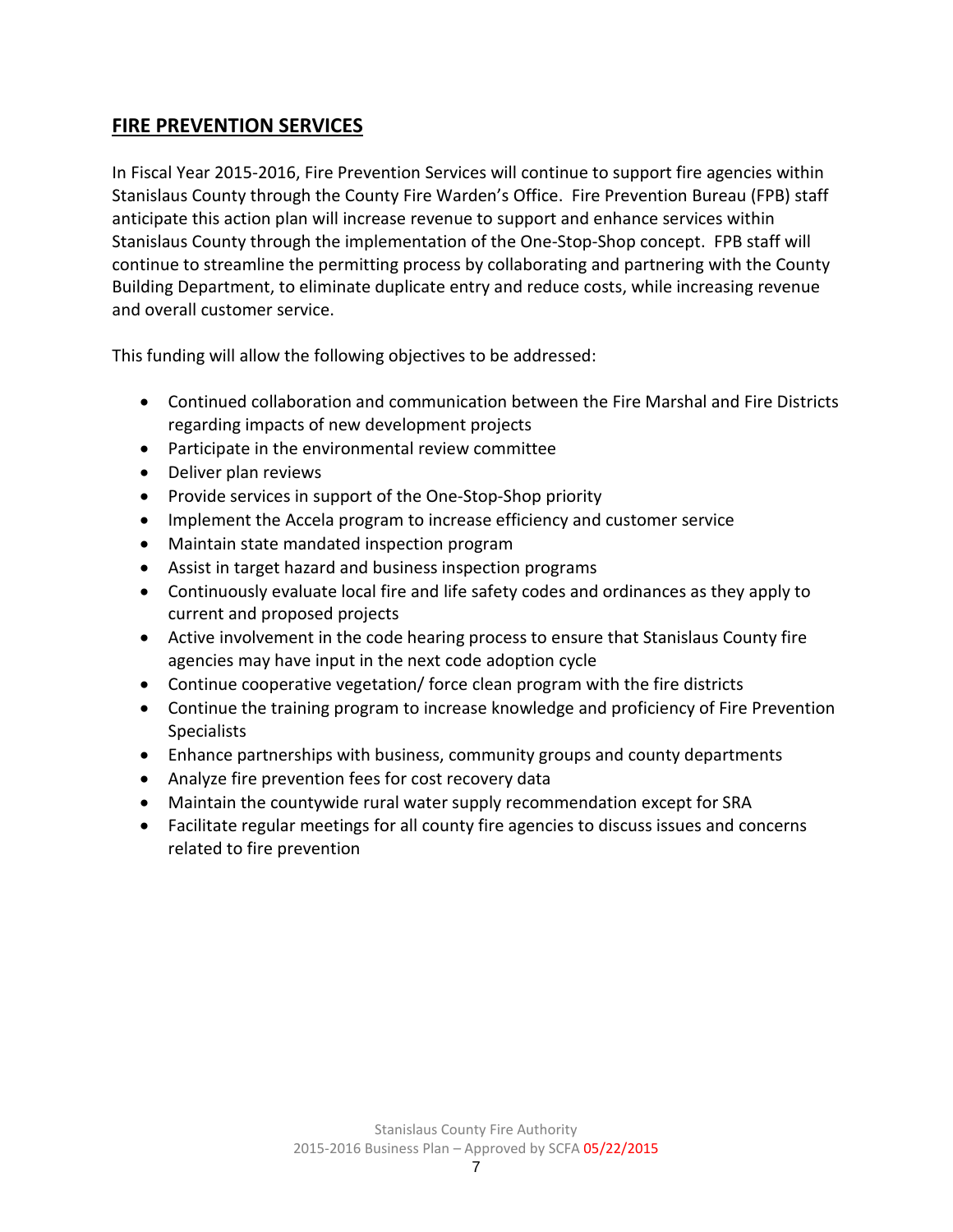## FIRE PREVENTION SERVICES

In Fiscal Year 2015-2016, Fire Prevention Services will continue to support fire agencies within Stanislaus County through the County Fire Warden's Office. Fire Prevention Bureau (FPB) staff anticipate this action plan will increase revenue to support and enhance services within Stanislaus County through the implementation of the One-Stop-Shop concept. FPB staff will continue to streamline the permitting process by collaborating and partnering with the County Building Department, to eliminate duplicate entry and reduce costs, while increasing revenue and overall customer service.

This funding will allow the following objectives to be addressed:

- Continued collaboration and communication between the Fire Marshal and Fire Districts regarding impacts of new development projects
- Participate in the environmental review committee
- Deliver plan reviews
- Provide services in support of the One-Stop-Shop priority
- Implement the Accela program to increase efficiency and customer service
- Maintain state mandated inspection program
- Assist in target hazard and business inspection programs
- Continuously evaluate local fire and life safety codes and ordinances as they apply to current and proposed projects
- Active involvement in the code hearing process to ensure that Stanislaus County fire agencies may have input in the next code adoption cycle
- Continue cooperative vegetation/ force clean program with the fire districts
- Continue the training program to increase knowledge and proficiency of Fire Prevention Specialists
- Enhance partnerships with business, community groups and county departments
- Analyze fire prevention fees for cost recovery data
- Maintain the countywide rural water supply recommendation except for SRA
- Facilitate regular meetings for all county fire agencies to discuss issues and concerns related to fire prevention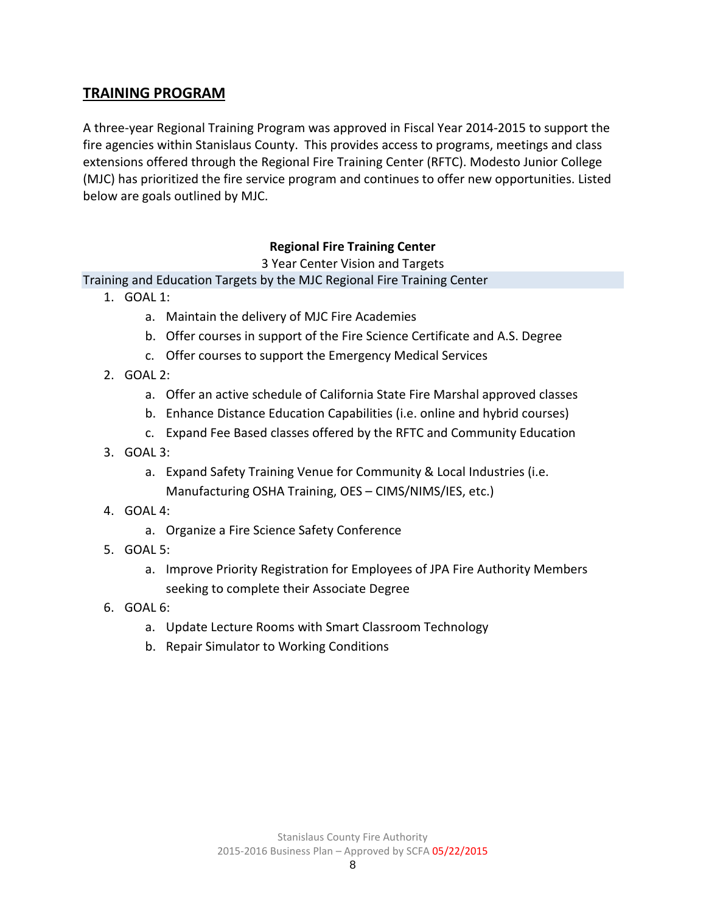## TRAINING PROGRAM

A three-year Regional Training Program was approved in Fiscal Year 2014-2015 to support the fire agencies within Stanislaus County. This provides access to programs, meetings and class extensions offered through the Regional Fire Training Center (RFTC). Modesto Junior College (MJC) has prioritized the fire service program and continues to offer new opportunities. Listed below are goals outlined by MJC.

**Regional Fire Training Center**

3 Year Center Vision and Targets

Training and Education Targets by the MJC Regional Fire Training Center

1. GOAL 1:
   a. Maintain the delivery of MJC Fire Academies
   b. Offer courses in support of the Fire Science Certificate and A.S. Degree
   c. Offer courses to support the Emergency Medical Services
2. GOAL 2:
   a. Offer an active schedule of California State Fire Marshal approved classes
   b. Enhance Distance Education Capabilities (i.e. online and hybrid courses)
   c. Expand Fee Based classes offered by the RFTC and Community Education
3. GOAL 3:
   a. Expand Safety Training Venue for Community & Local Industries (i.e. Manufacturing OSHA Training, OES – CIMS/NIMS/IES, etc.)
4. GOAL 4:
   a. Organize a Fire Science Safety Conference
5. GOAL 5:
   a. Improve Priority Registration for Employees of JPA Fire Authority Members seeking to complete their Associate Degree
6. GOAL 6:
   a. Update Lecture Rooms with Smart Classroom Technology
   b. Repair Simulator to Working Conditions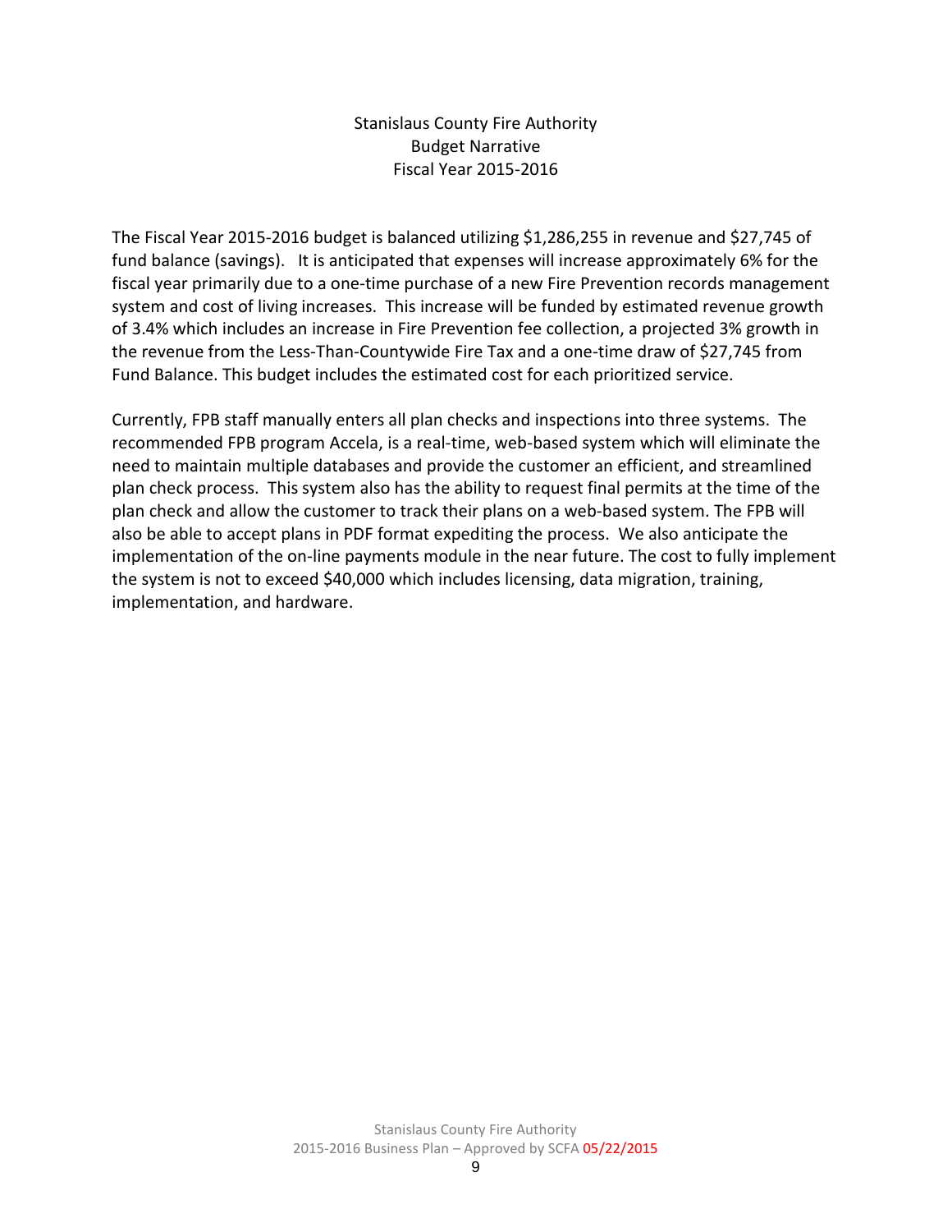# Stanislaus County Fire Authority
## Budget Narrative
## Fiscal Year 2015-2016

The Fiscal Year 2015-2016 budget is balanced utilizing $1,286,255 in revenue and $27,745 of fund balance (savings). It is anticipated that expenses will increase approximately 6% for the fiscal year primarily due to a one-time purchase of a new Fire Prevention records management system and cost of living increases. This increase will be funded by estimated revenue growth of 3.4% which includes an increase in Fire Prevention fee collection, a projected 3% growth in the revenue from the Less-Than-Countywide Fire Tax and a one-time draw of $27,745 from Fund Balance. This budget includes the estimated cost for each prioritized service.

Currently, FPB staff manually enters all plan checks and inspections into three systems. The recommended FPB program Accela, is a real-time, web-based system which will eliminate the need to maintain multiple databases and provide the customer an efficient, and streamlined plan check process. This system also has the ability to request final permits at the time of the plan check and allow the customer to track their plans on a web-based system. The FPB will also be able to accept plans in PDF format expediting the process. We also anticipate the implementation of the on-line payments module in the near future. The cost to fully implement the system is not to exceed $40,000 which includes licensing, data migration, training, implementation, and hardware.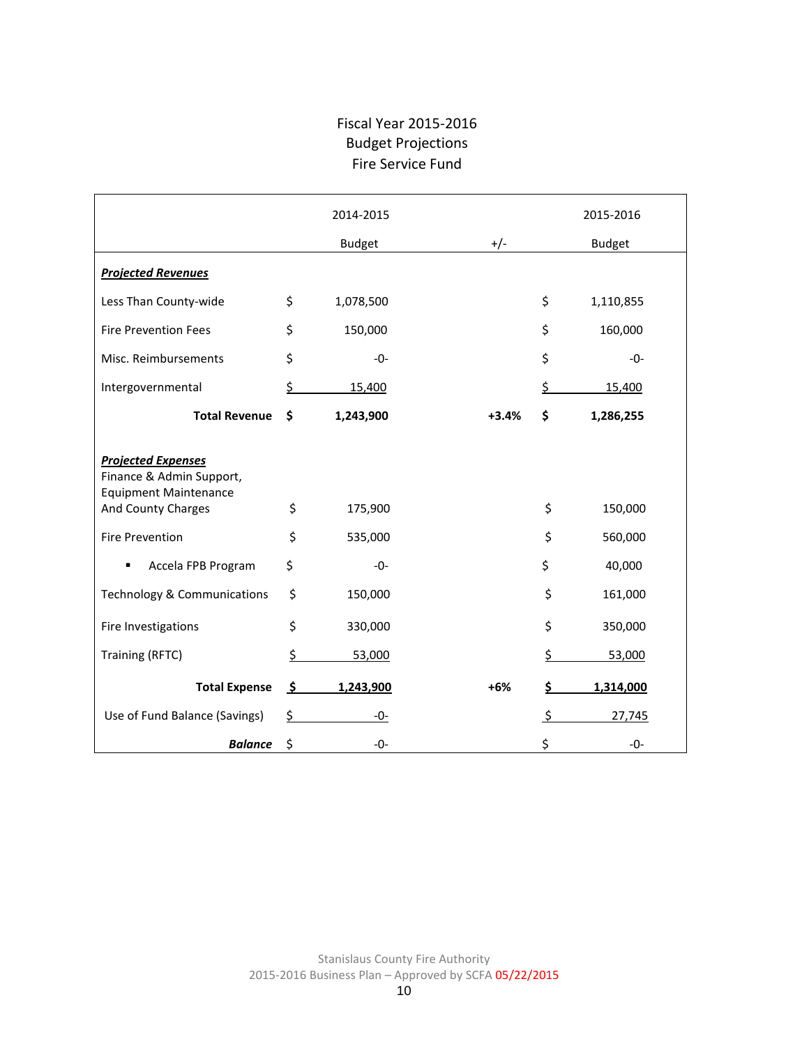Fiscal Year 2015-2016
Budget Projections
Fire Service Fund

| | 2014-2015 Budget | +/- | 2015-2016 Budget |
|---|---|---|---|
| ***Projected Revenues*** | | | |
| Less Than County-wide | $ 1,078,500 | | $ 1,110,855 |
| Fire Prevention Fees | $ 150,000 | | $ 160,000 |
| Misc. Reimbursements | $ -0- | | $ -0- |
| Intergovernmental | $ 15,400 | | $ 15,400 |
| **Total Revenue** | **$ 1,243,900** | **+3.4%** | **$ 1,286,255** |
| ***Projected Expenses*** | | | |
| Finance & Admin Support, Equipment Maintenance And County Charges | $ 175,900 | | $ 150,000 |
| Fire Prevention | $ 535,000 | | $ 560,000 |
| ▪ Accela FPB Program | $ -0- | | $ 40,000 |
| Technology & Communications | $ 150,000 | | $ 161,000 |
| Fire Investigations | $ 330,000 | | $ 350,000 |
| Training (RFTC) | $ 53,000 | | $ 53,000 |
| **Total Expense** | **$ 1,243,900** | **+6%** | **$ 1,314,000** |
| Use of Fund Balance (Savings) | $ -0- | | $ 27,745 |
| ***Balance*** | $ -0- | | $ -0- |